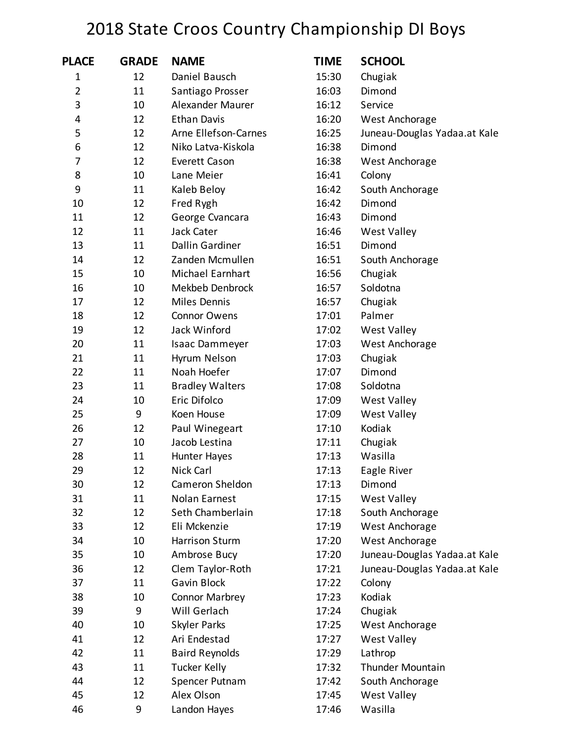# 2018 State Croos Country Championship DI Boys

| PLACE | GRADE | NAME | TIME | SCHOOL |
|---|---|---|---|---|
| 1 | 12 | Daniel Bausch | 15:30 | Chugiak |
| 2 | 11 | Santiago Prosser | 16:03 | Dimond |
| 3 | 10 | Alexander Maurer | 16:12 | Service |
| 4 | 12 | Ethan Davis | 16:20 | West Anchorage |
| 5 | 12 | Arne Ellefson-Carnes | 16:25 | Juneau-Douglas Yadaa.at Kale |
| 6 | 12 | Niko Latva-Kiskola | 16:38 | Dimond |
| 7 | 12 | Everett Cason | 16:38 | West Anchorage |
| 8 | 10 | Lane Meier | 16:41 | Colony |
| 9 | 11 | Kaleb Beloy | 16:42 | South Anchorage |
| 10 | 12 | Fred Rygh | 16:42 | Dimond |
| 11 | 12 | George Cvancara | 16:43 | Dimond |
| 12 | 11 | Jack Cater | 16:46 | West Valley |
| 13 | 11 | Dallin Gardiner | 16:51 | Dimond |
| 14 | 12 | Zanden Mcmullen | 16:51 | South Anchorage |
| 15 | 10 | Michael Earnhart | 16:56 | Chugiak |
| 16 | 10 | Mekbeb Denbrock | 16:57 | Soldotna |
| 17 | 12 | Miles Dennis | 16:57 | Chugiak |
| 18 | 12 | Connor Owens | 17:01 | Palmer |
| 19 | 12 | Jack Winford | 17:02 | West Valley |
| 20 | 11 | Isaac Dammeyer | 17:03 | West Anchorage |
| 21 | 11 | Hyrum Nelson | 17:03 | Chugiak |
| 22 | 11 | Noah Hoefer | 17:07 | Dimond |
| 23 | 11 | Bradley Walters | 17:08 | Soldotna |
| 24 | 10 | Eric Difolco | 17:09 | West Valley |
| 25 | 9 | Koen House | 17:09 | West Valley |
| 26 | 12 | Paul Winegeart | 17:10 | Kodiak |
| 27 | 10 | Jacob Lestina | 17:11 | Chugiak |
| 28 | 11 | Hunter Hayes | 17:13 | Wasilla |
| 29 | 12 | Nick Carl | 17:13 | Eagle River |
| 30 | 12 | Cameron Sheldon | 17:13 | Dimond |
| 31 | 11 | Nolan Earnest | 17:15 | West Valley |
| 32 | 12 | Seth Chamberlain | 17:18 | South Anchorage |
| 33 | 12 | Eli Mckenzie | 17:19 | West Anchorage |
| 34 | 10 | Harrison Sturm | 17:20 | West Anchorage |
| 35 | 10 | Ambrose Bucy | 17:20 | Juneau-Douglas Yadaa.at Kale |
| 36 | 12 | Clem Taylor-Roth | 17:21 | Juneau-Douglas Yadaa.at Kale |
| 37 | 11 | Gavin Block | 17:22 | Colony |
| 38 | 10 | Connor Marbrey | 17:23 | Kodiak |
| 39 | 9 | Will Gerlach | 17:24 | Chugiak |
| 40 | 10 | Skyler Parks | 17:25 | West Anchorage |
| 41 | 12 | Ari Endestad | 17:27 | West Valley |
| 42 | 11 | Baird Reynolds | 17:29 | Lathrop |
| 43 | 11 | Tucker Kelly | 17:32 | Thunder Mountain |
| 44 | 12 | Spencer Putnam | 17:42 | South Anchorage |
| 45 | 12 | Alex Olson | 17:45 | West Valley |
| 46 | 9 | Landon Hayes | 17:46 | Wasilla |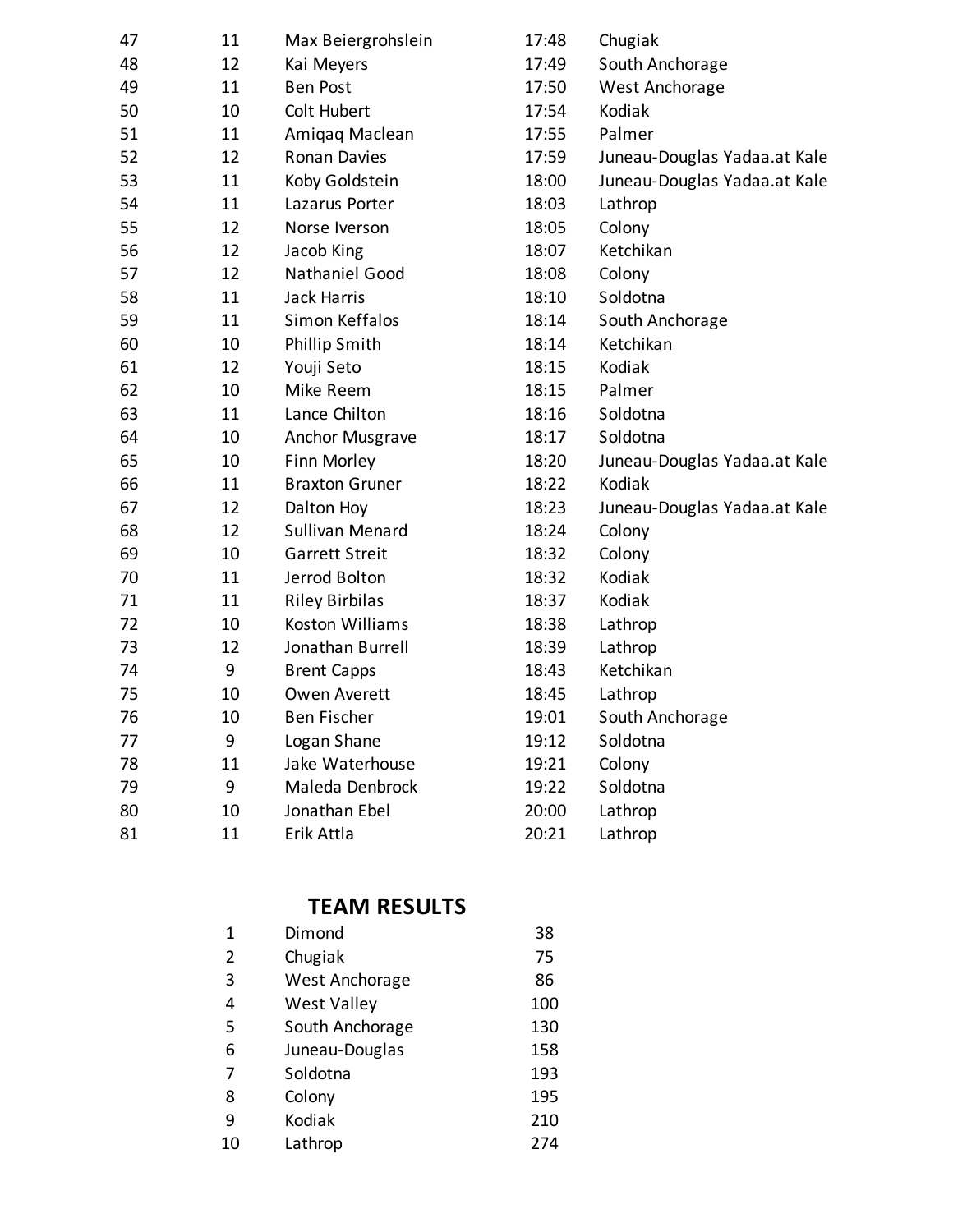| | | | | |
|---|---|---|---|---|
| 47 | 11 | Max Beiergrohslein | 17:48 | Chugiak |
| 48 | 12 | Kai Meyers | 17:49 | South Anchorage |
| 49 | 11 | Ben Post | 17:50 | West Anchorage |
| 50 | 10 | Colt Hubert | 17:54 | Kodiak |
| 51 | 11 | Amiqaq Maclean | 17:55 | Palmer |
| 52 | 12 | Ronan Davies | 17:59 | Juneau-Douglas Yadaa.at Kale |
| 53 | 11 | Koby Goldstein | 18:00 | Juneau-Douglas Yadaa.at Kale |
| 54 | 11 | Lazarus Porter | 18:03 | Lathrop |
| 55 | 12 | Norse Iverson | 18:05 | Colony |
| 56 | 12 | Jacob King | 18:07 | Ketchikan |
| 57 | 12 | Nathaniel Good | 18:08 | Colony |
| 58 | 11 | Jack Harris | 18:10 | Soldotna |
| 59 | 11 | Simon Keffalos | 18:14 | South Anchorage |
| 60 | 10 | Phillip Smith | 18:14 | Ketchikan |
| 61 | 12 | Youji Seto | 18:15 | Kodiak |
| 62 | 10 | Mike Reem | 18:15 | Palmer |
| 63 | 11 | Lance Chilton | 18:16 | Soldotna |
| 64 | 10 | Anchor Musgrave | 18:17 | Soldotna |
| 65 | 10 | Finn Morley | 18:20 | Juneau-Douglas Yadaa.at Kale |
| 66 | 11 | Braxton Gruner | 18:22 | Kodiak |
| 67 | 12 | Dalton Hoy | 18:23 | Juneau-Douglas Yadaa.at Kale |
| 68 | 12 | Sullivan Menard | 18:24 | Colony |
| 69 | 10 | Garrett Streit | 18:32 | Colony |
| 70 | 11 | Jerrod Bolton | 18:32 | Kodiak |
| 71 | 11 | Riley Birbilas | 18:37 | Kodiak |
| 72 | 10 | Koston Williams | 18:38 | Lathrop |
| 73 | 12 | Jonathan Burrell | 18:39 | Lathrop |
| 74 | 9 | Brent Capps | 18:43 | Ketchikan |
| 75 | 10 | Owen Averett | 18:45 | Lathrop |
| 76 | 10 | Ben Fischer | 19:01 | South Anchorage |
| 77 | 9 | Logan Shane | 19:12 | Soldotna |
| 78 | 11 | Jake Waterhouse | 19:21 | Colony |
| 79 | 9 | Maleda Denbrock | 19:22 | Soldotna |
| 80 | 10 | Jonathan Ebel | 20:00 | Lathrop |
| 81 | 11 | Erik Attla | 20:21 | Lathrop |

## TEAM RESULTS

| | | |
|---|---|---|
| 1 | Dimond | 38 |
| 2 | Chugiak | 75 |
| 3 | West Anchorage | 86 |
| 4 | West Valley | 100 |
| 5 | South Anchorage | 130 |
| 6 | Juneau-Douglas | 158 |
| 7 | Soldotna | 193 |
| 8 | Colony | 195 |
| 9 | Kodiak | 210 |
| 10 | Lathrop | 274 |